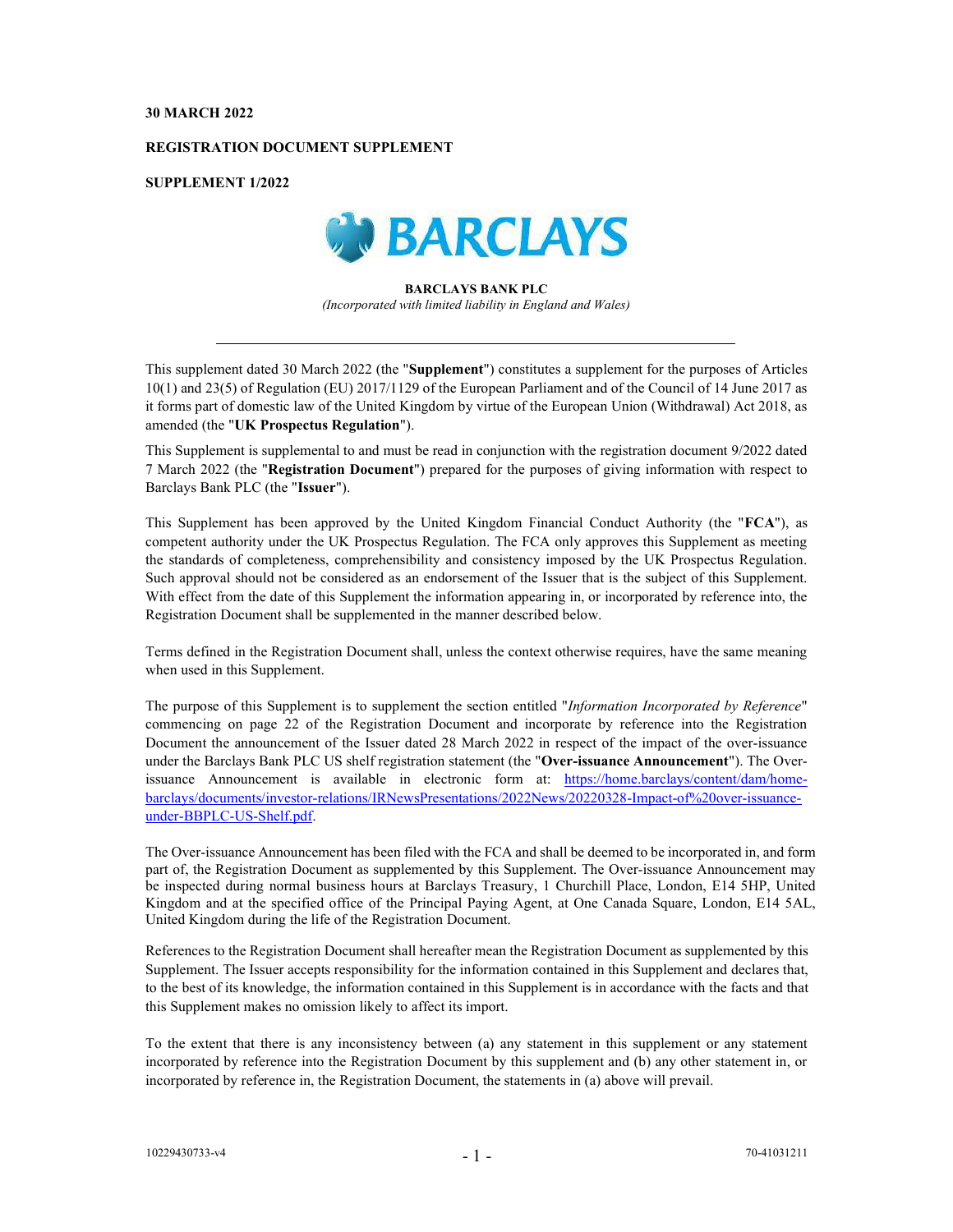**30 MARCH 2022**

**REGISTRATION DOCUMENT SUPPLEMENT**

**SUPPLEMENT 1/2022**

**BARCLAYS BANK PLC**

*(Incorporated with limited liability in England and Wales)*

---

This supplement dated 30 March 2022 (the "**Supplement**") constitutes a supplement for the purposes of Articles 10(1) and 23(5) of Regulation (EU) 2017/1129 of the European Parliament and of the Council of 14 June 2017 as it forms part of domestic law of the United Kingdom by virtue of the European Union (Withdrawal) Act 2018, as amended (the "**UK Prospectus Regulation**").

This Supplement is supplemental to and must be read in conjunction with the registration document 9/2022 dated 7 March 2022 (the "**Registration Document**") prepared for the purposes of giving information with respect to Barclays Bank PLC (the "**Issuer**").

This Supplement has been approved by the United Kingdom Financial Conduct Authority (the "**FCA**"), as competent authority under the UK Prospectus Regulation. The FCA only approves this Supplement as meeting the standards of completeness, comprehensibility and consistency imposed by the UK Prospectus Regulation. Such approval should not be considered as an endorsement of the Issuer that is the subject of this Supplement. With effect from the date of this Supplement the information appearing in, or incorporated by reference into, the Registration Document shall be supplemented in the manner described below.

Terms defined in the Registration Document shall, unless the context otherwise requires, have the same meaning when used in this Supplement.

The purpose of this Supplement is to supplement the section entitled "*Information Incorporated by Reference*" commencing on page 22 of the Registration Document and incorporate by reference into the Registration Document the announcement of the Issuer dated 28 March 2022 in respect of the impact of the over-issuance under the Barclays Bank PLC US shelf registration statement (the "**Over-issuance Announcement**"). The Over-issuance Announcement is available in electronic form at: [https://home.barclays/content/dam/home-barclays/documents/investor-relations/IRNewsPresentations/2022News/20220328-Impact-of%20over-issuance-under-BBPLC-US-Shelf.pdf](https://home.barclays/content/dam/home-barclays/documents/investor-relations/IRNewsPresentations/2022News/20220328-Impact-of%20over-issuance-under-BBPLC-US-Shelf.pdf).

The Over-issuance Announcement has been filed with the FCA and shall be deemed to be incorporated in, and form part of, the Registration Document as supplemented by this Supplement. The Over-issuance Announcement may be inspected during normal business hours at Barclays Treasury, 1 Churchill Place, London, E14 5HP, United Kingdom and at the specified office of the Principal Paying Agent, at One Canada Square, London, E14 5AL, United Kingdom during the life of the Registration Document.

References to the Registration Document shall hereafter mean the Registration Document as supplemented by this Supplement. The Issuer accepts responsibility for the information contained in this Supplement and declares that, to the best of its knowledge, the information contained in this Supplement is in accordance with the facts and that this Supplement makes no omission likely to affect its import.

To the extent that there is any inconsistency between (a) any statement in this supplement or any statement incorporated by reference into the Registration Document by this supplement and (b) any other statement in, or incorporated by reference in, the Registration Document, the statements in (a) above will prevail.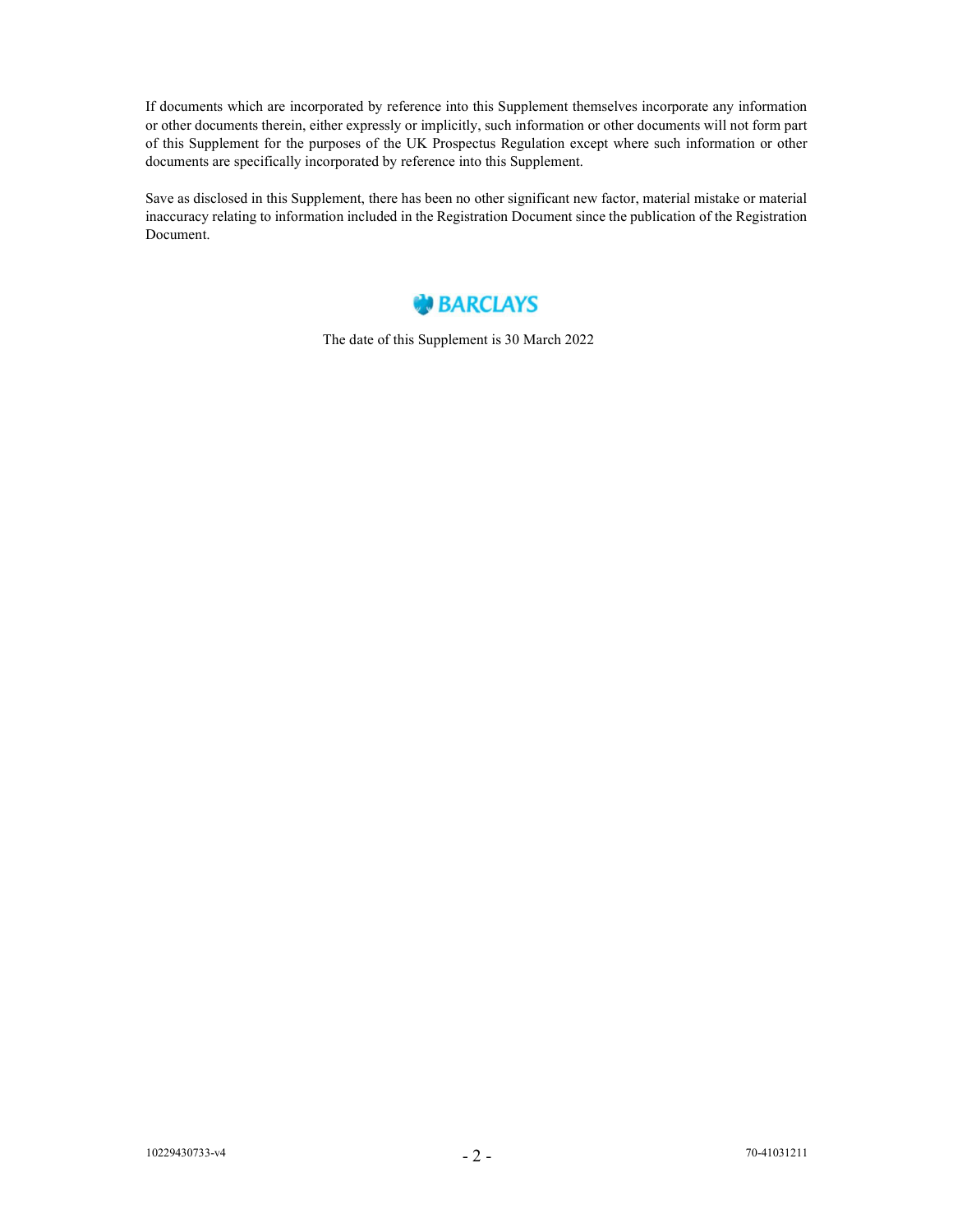If documents which are incorporated by reference into this Supplement themselves incorporate any information or other documents therein, either expressly or implicitly, such information or other documents will not form part of this Supplement for the purposes of the UK Prospectus Regulation except where such information or other documents are specifically incorporated by reference into this Supplement.

Save as disclosed in this Supplement, there has been no other significant new factor, material mistake or material inaccuracy relating to information included in the Registration Document since the publication of the Registration Document.

BARCLAYS

The date of this Supplement is 30 March 2022